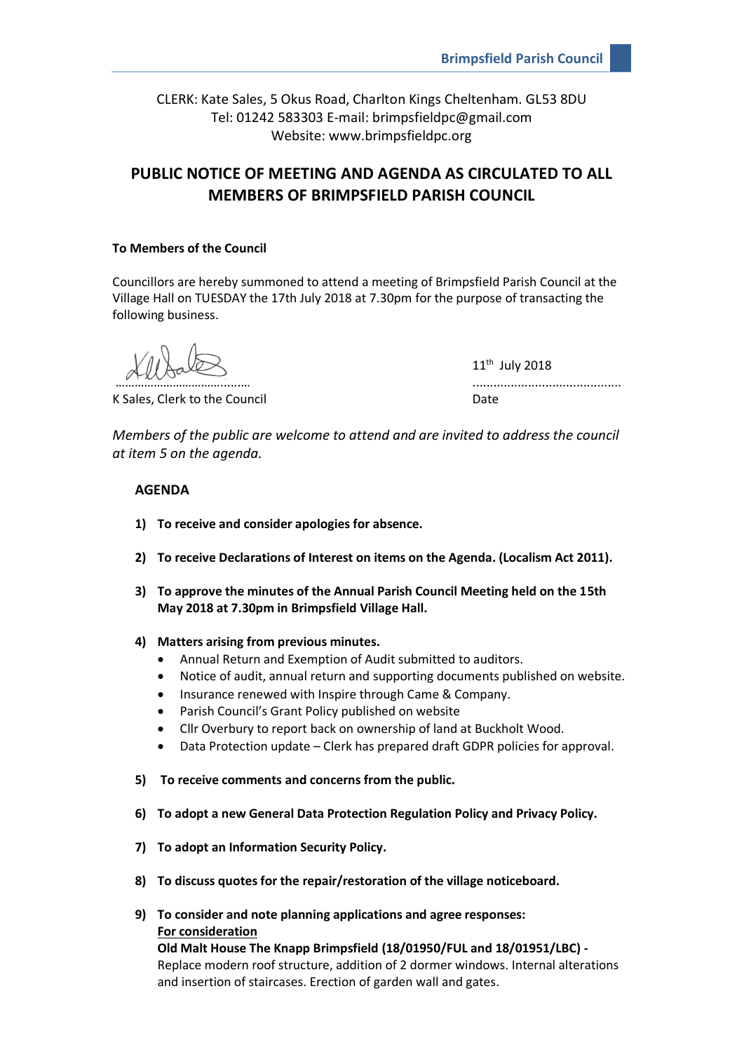**Brimpsfield Parish Council**

CLERK: Kate Sales, 5 Okus Road, Charlton Kings Cheltenham. GL53 8DU
Tel: 01242 583303 E-mail: brimpsfieldpc@gmail.com
Website: www.brimpsfieldpc.org

# PUBLIC NOTICE OF MEETING AND AGENDA AS CIRCULATED TO ALL MEMBERS OF BRIMPSFIELD PARISH COUNCIL

**To Members of the Council**

Councillors are hereby summoned to attend a meeting of Brimpsfield Parish Council at the Village Hall on TUESDAY the 17th July 2018 at 7.30pm for the purpose of transacting the following business.

……………………………………… ..........................................
K Sales, Clerk to the Council

11th July 2018
..........................................
Date

*Members of the public are welcome to attend and are invited to address the council at item 5 on the agenda.*

**AGENDA**

1) **To receive and consider apologies for absence.**

2) **To receive Declarations of Interest on items on the Agenda. (Localism Act 2011).**

3) **To approve the minutes of the Annual Parish Council Meeting held on the 15th May 2018 at 7.30pm in Brimpsfield Village Hall.**

4) **Matters arising from previous minutes.**
   - Annual Return and Exemption of Audit submitted to auditors.
   - Notice of audit, annual return and supporting documents published on website.
   - Insurance renewed with Inspire through Came & Company.
   - Parish Council's Grant Policy published on website
   - Cllr Overbury to report back on ownership of land at Buckholt Wood.
   - Data Protection update – Clerk has prepared draft GDPR policies for approval.

5) **To receive comments and concerns from the public.**

6) **To adopt a new General Data Protection Regulation Policy and Privacy Policy.**

7) **To adopt an Information Security Policy.**

8) **To discuss quotes for the repair/restoration of the village noticeboard.**

9) **To consider and note planning applications and agree responses:**
   **<u>For consideration</u>**
   **Old Malt House The Knapp Brimpsfield (18/01950/FUL and 18/01951/LBC) -**
   Replace modern roof structure, addition of 2 dormer windows. Internal alterations and insertion of staircases. Erection of garden wall and gates.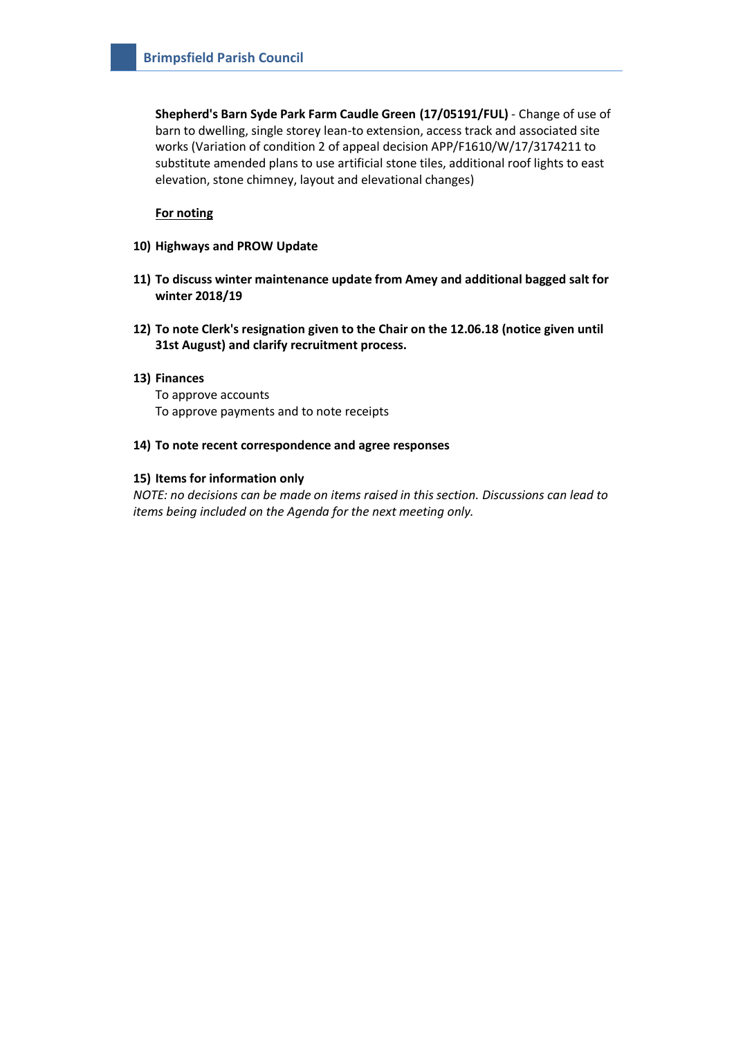**Shepherd's Barn Syde Park Farm Caudle Green (17/05191/FUL)** - Change of use of barn to dwelling, single storey lean-to extension, access track and associated site works (Variation of condition 2 of appeal decision APP/F1610/W/17/3174211 to substitute amended plans to use artificial stone tiles, additional roof lights to east elevation, stone chimney, layout and elevational changes)

**For noting**

10) **Highways and PROW Update**

11) **To discuss winter maintenance update from Amey and additional bagged salt for winter 2018/19**

12) **To note Clerk's resignation given to the Chair on the 12.06.18 (notice given until 31st August) and clarify recruitment process.**

13) **Finances**
    To approve accounts
    To approve payments and to note receipts

14) **To note recent correspondence and agree responses**

15) **Items for information only**

*NOTE: no decisions can be made on items raised in this section. Discussions can lead to items being included on the Agenda for the next meeting only.*